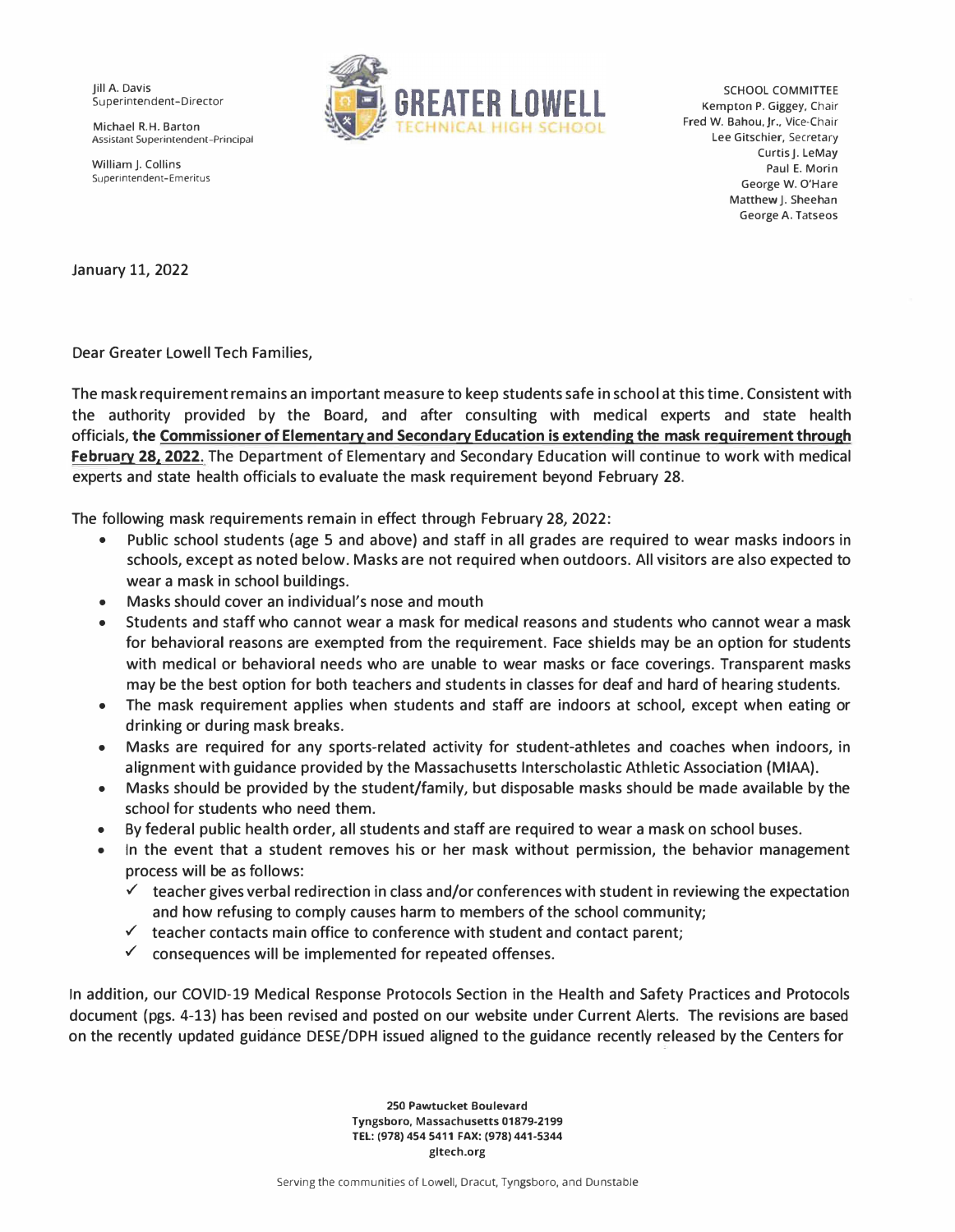Jill A. Davis
Superintendent-Director

Michael R.H. Barton
Assistant Superintendent-Principal

William J. Collins
Superintendent-Emeritus

**GREATER LOWELL**
TECHNICAL HIGH SCHOOL

SCHOOL COMMITTEE
Kempton P. Giggey, Chair
Fred W. Bahou, Jr., Vice-Chair
Lee Gitschier, Secretary
Curtis J. LeMay
Paul E. Morin
George W. O'Hare
Matthew J. Sheehan
George A. Tatseos

January 11, 2022

Dear Greater Lowell Tech Families,

The mask requirement remains an important measure to keep students safe in school at this time. Consistent with the authority provided by the Board, and after consulting with medical experts and state health officials, **the Commissioner of Elementary and Secondary Education is extending the mask requirement through February 28, 2022.** The Department of Elementary and Secondary Education will continue to work with medical experts and state health officials to evaluate the mask requirement beyond February 28.

The following mask requirements remain in effect through February 28, 2022:

- Public school students (age 5 and above) and staff in all grades are required to wear masks indoors in schools, except as noted below. Masks are not required when outdoors. All visitors are also expected to wear a mask in school buildings.
- Masks should cover an individual's nose and mouth
- Students and staff who cannot wear a mask for medical reasons and students who cannot wear a mask for behavioral reasons are exempted from the requirement. Face shields may be an option for students with medical or behavioral needs who are unable to wear masks or face coverings. Transparent masks may be the best option for both teachers and students in classes for deaf and hard of hearing students.
- The mask requirement applies when students and staff are indoors at school, except when eating or drinking or during mask breaks.
- Masks are required for any sports-related activity for student-athletes and coaches when indoors, in alignment with guidance provided by the Massachusetts Interscholastic Athletic Association (MIAA).
- Masks should be provided by the student/family, but disposable masks should be made available by the school for students who need them.
- By federal public health order, all students and staff are required to wear a mask on school buses.
- In the event that a student removes his or her mask without permission, the behavior management process will be as follows:
  - ✓ teacher gives verbal redirection in class and/or conferences with student in reviewing the expectation and how refusing to comply causes harm to members of the school community;
  - ✓ teacher contacts main office to conference with student and contact parent;
  - ✓ consequences will be implemented for repeated offenses.

In addition, our COVID-19 Medical Response Protocols Section in the Health and Safety Practices and Protocols document (pgs. 4-13) has been revised and posted on our website under Current Alerts. The revisions are based on the recently updated guidance DESE/DPH issued aligned to the guidance recently released by the Centers for

250 Pawtucket Boulevard
Tyngsboro, Massachusetts 01879-2199
TEL: (978) 454 5411 FAX: (978) 441-5344
gltech.org

Serving the communities of Lowell, Dracut, Tyngsboro, and Dunstable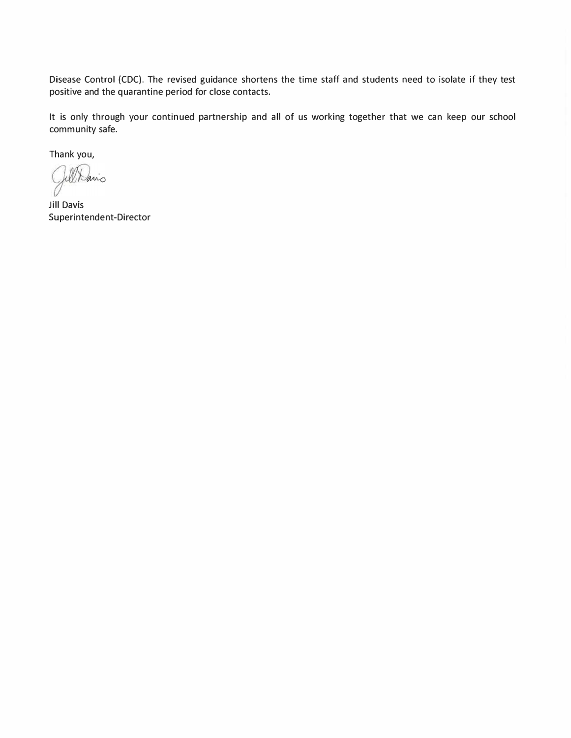Disease Control (CDC). The revised guidance shortens the time staff and students need to isolate if they test positive and the quarantine period for close contacts.

It is only through your continued partnership and all of us working together that we can keep our school community safe.

Thank you,

Jill Davis
Superintendent-Director